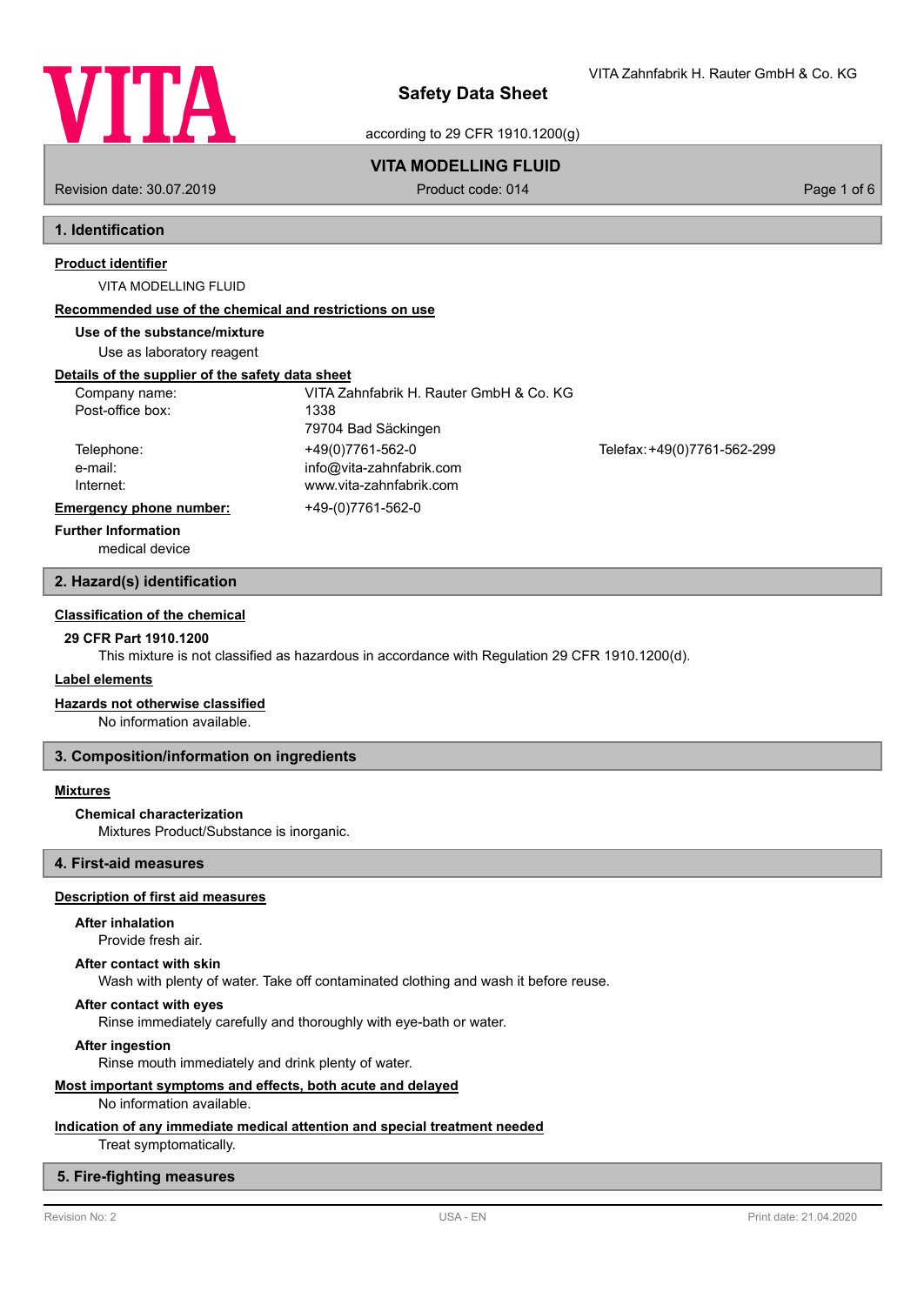# Safety Data Sheet

according to 29 CFR 1910.1200(g)

VITA Zahnfabrik H. Rauter GmbH & Co. KG

## VITA MODELLING FLUID

Revision date: 30.07.2019 | Product code: 014

## 1. Identification

**Product identifier**

VITA MODELLING FLUID

**Recommended use of the chemical and restrictions on use**

**Use of the substance/mixture**

Use as laboratory reagent

**Details of the supplier of the safety data sheet**

| | | |
|---|---|---|
| Company name: | VITA Zahnfabrik H. Rauter GmbH & Co. KG | |
| Post-office box: | 1338 | |
| | 79704 Bad Säckingen | |
| Telephone: | +49(0)7761-562-0 | Telefax: +49(0)7761-562-299 |
| e-mail: | info@vita-zahnfabrik.com | |
| Internet: | www.vita-zahnfabrik.com | |

**Emergency phone number:** +49-(0)7761-562-0

**Further Information**

medical device

## 2. Hazard(s) identification

**Classification of the chemical**

**29 CFR Part 1910.1200**

This mixture is not classified as hazardous in accordance with Regulation 29 CFR 1910.1200(d).

**Label elements**

**Hazards not otherwise classified**

No information available.

## 3. Composition/information on ingredients

**Mixtures**

**Chemical characterization**

Mixtures Product/Substance is inorganic.

## 4. First-aid measures

**Description of first aid measures**

**After inhalation**

Provide fresh air.

**After contact with skin**

Wash with plenty of water. Take off contaminated clothing and wash it before reuse.

**After contact with eyes**

Rinse immediately carefully and thoroughly with eye-bath or water.

**After ingestion**

Rinse mouth immediately and drink plenty of water.

**Most important symptoms and effects, both acute and delayed**

No information available.

**Indication of any immediate medical attention and special treatment needed**

Treat symptomatically.

## 5. Fire-fighting measures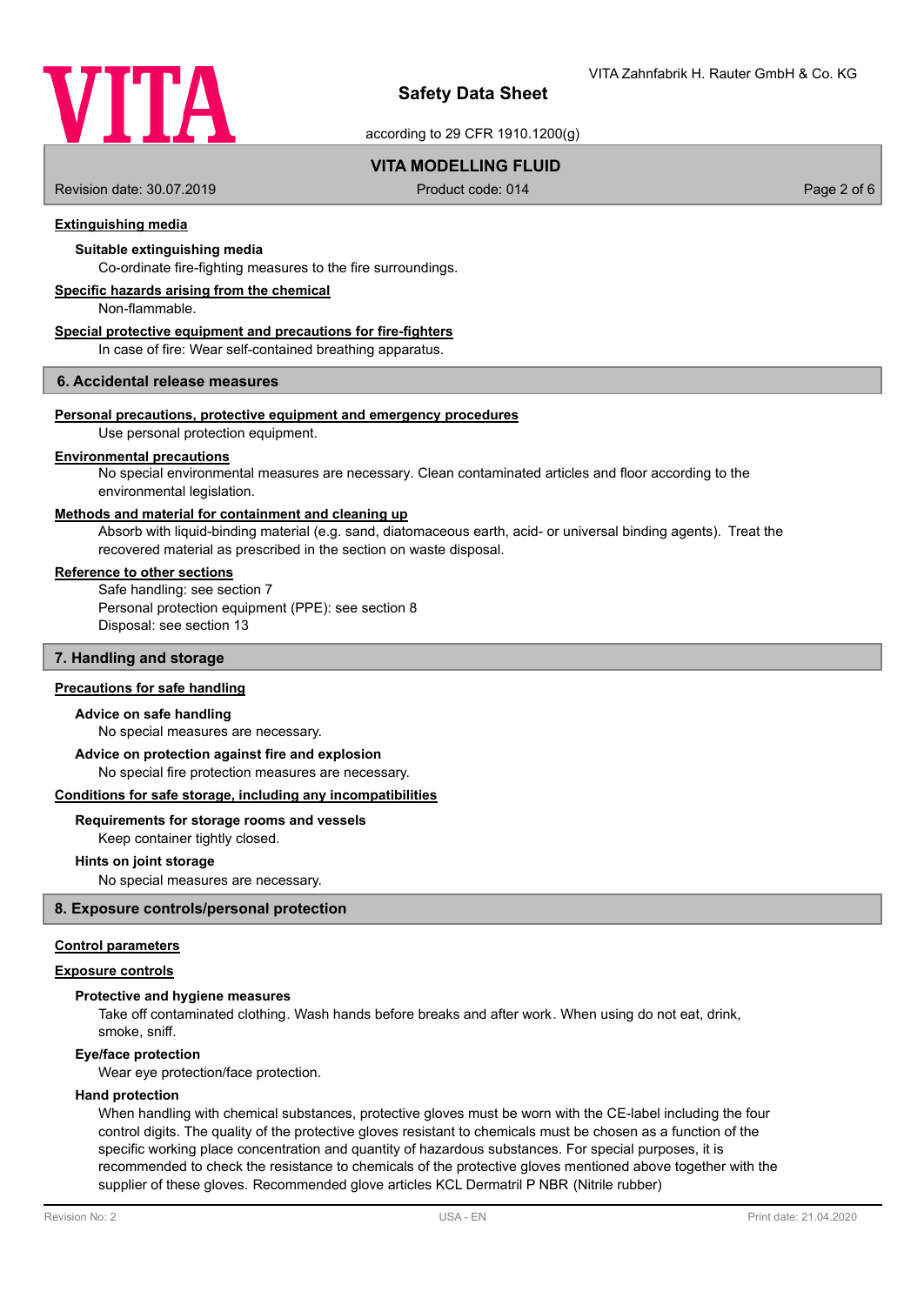#### Extinguishing media

**Suitable extinguishing media**

Co-ordinate fire-fighting measures to the fire surroundings.

#### Specific hazards arising from the chemical

Non-flammable.

#### Special protective equipment and precautions for fire-fighters

In case of fire: Wear self-contained breathing apparatus.

## 6. Accidental release measures

#### Personal precautions, protective equipment and emergency procedures

Use personal protection equipment.

#### Environmental precautions

No special environmental measures are necessary. Clean contaminated articles and floor according to the environmental legislation.

#### Methods and material for containment and cleaning up

Absorb with liquid-binding material (e.g. sand, diatomaceous earth, acid- or universal binding agents). Treat the recovered material as prescribed in the section on waste disposal.

#### Reference to other sections

Safe handling: see section 7
Personal protection equipment (PPE): see section 8
Disposal: see section 13

## 7. Handling and storage

#### Precautions for safe handling

**Advice on safe handling**

No special measures are necessary.

**Advice on protection against fire and explosion**

No special fire protection measures are necessary.

#### Conditions for safe storage, including any incompatibilities

**Requirements for storage rooms and vessels**

Keep container tightly closed.

**Hints on joint storage**

No special measures are necessary.

## 8. Exposure controls/personal protection

#### Control parameters

#### Exposure controls

**Protective and hygiene measures**

Take off contaminated clothing. Wash hands before breaks and after work. When using do not eat, drink, smoke, sniff.

**Eye/face protection**

Wear eye protection/face protection.

**Hand protection**

When handling with chemical substances, protective gloves must be worn with the CE-label including the four control digits. The quality of the protective gloves resistant to chemicals must be chosen as a function of the specific working place concentration and quantity of hazardous substances. For special purposes, it is recommended to check the resistance to chemicals of the protective gloves mentioned above together with the supplier of these gloves. Recommended glove articles KCL Dermatril P NBR (Nitrile rubber)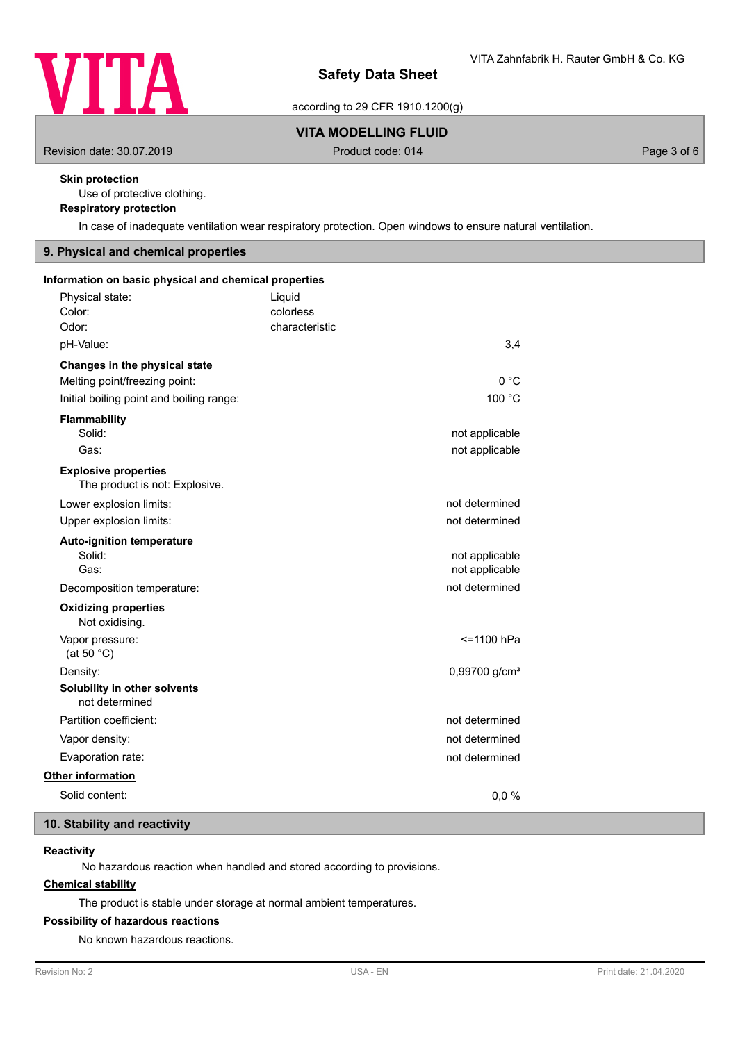**Skin protection**

Use of protective clothing.

**Respiratory protection**

In case of inadequate ventilation wear respiratory protection. Open windows to ensure natural ventilation.

## 9. Physical and chemical properties

**Information on basic physical and chemical properties**

| | | |
|---|---|---|
| Physical state: | Liquid | |
| Color: | colorless | |
| Odor: | characteristic | |
| pH-Value: | | 3,4 |

**Changes in the physical state**

| | |
|---|---|
| Melting point/freezing point: | 0 °C |
| Initial boiling point and boiling range: | 100 °C |

**Flammability**

| | |
|---|---|
| Solid: | not applicable |
| Gas: | not applicable |

**Explosive properties**

The product is not: Explosive.

| | |
|---|---|
| Lower explosion limits: | not determined |
| Upper explosion limits: | not determined |

**Auto-ignition temperature**

| | |
|---|---|
| Solid: | not applicable |
| Gas: | not applicable |
| Decomposition temperature: | not determined |

**Oxidizing properties**

Not oxidising.

| | |
|---|---|
| Vapor pressure: (at 50 °C) | <=1100 hPa |
| Density: | 0,99700 g/cm³ |

**Solubility in other solvents**

not determined

| | |
|---|---|
| Partition coefficient: | not determined |
| Vapor density: | not determined |
| Evaporation rate: | not determined |

**Other information**

| | |
|---|---|
| Solid content: | 0,0 % |

## 10. Stability and reactivity

**Reactivity**

No hazardous reaction when handled and stored according to provisions.

**Chemical stability**

The product is stable under storage at normal ambient temperatures.

**Possibility of hazardous reactions**

No known hazardous reactions.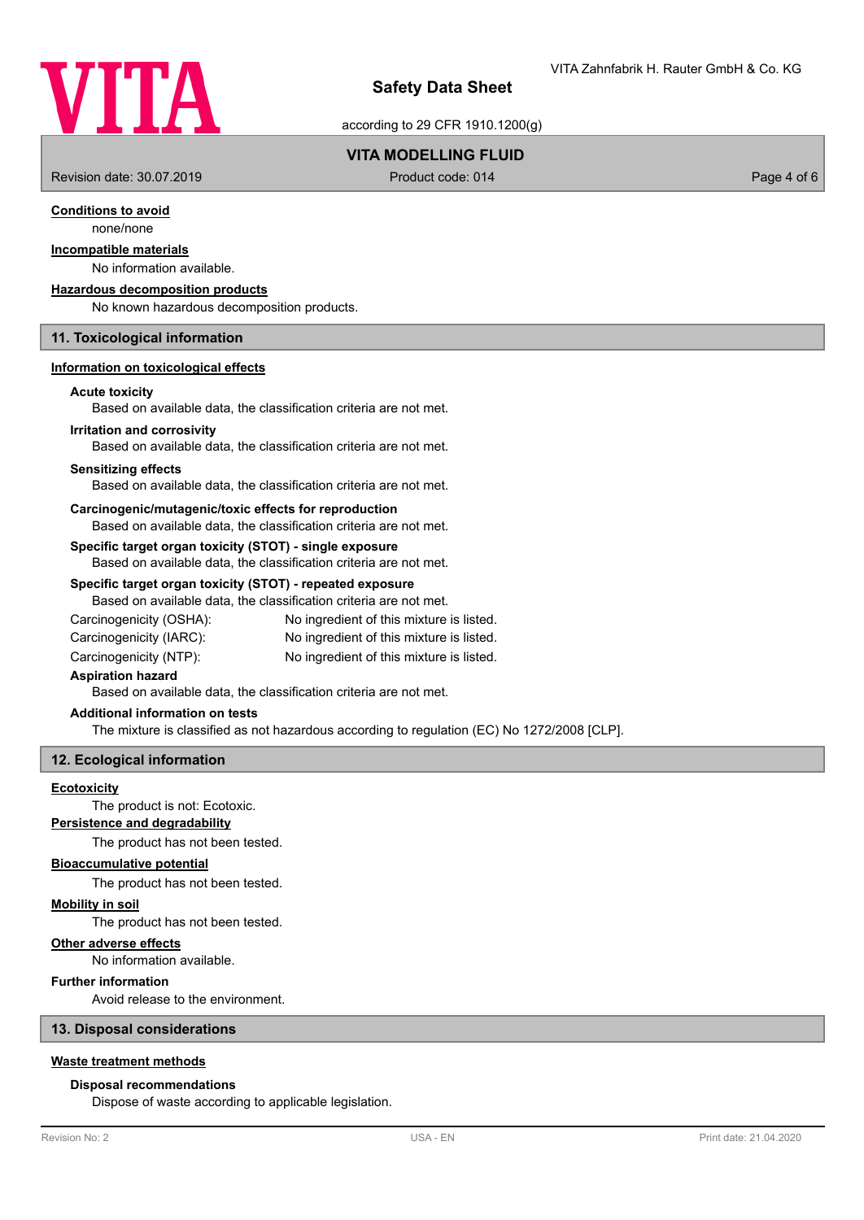**Conditions to avoid**

none/none

**Incompatible materials**

No information available.

**Hazardous decomposition products**

No known hazardous decomposition products.

## 11. Toxicological information

**Information on toxicological effects**

**Acute toxicity**

Based on available data, the classification criteria are not met.

**Irritation and corrosivity**

Based on available data, the classification criteria are not met.

**Sensitizing effects**

Based on available data, the classification criteria are not met.

**Carcinogenic/mutagenic/toxic effects for reproduction**

Based on available data, the classification criteria are not met.

**Specific target organ toxicity (STOT) - single exposure**

Based on available data, the classification criteria are not met.

**Specific target organ toxicity (STOT) - repeated exposure**

Based on available data, the classification criteria are not met.

| | |
|---|---|
| Carcinogenicity (OSHA): | No ingredient of this mixture is listed. |
| Carcinogenicity (IARC): | No ingredient of this mixture is listed. |
| Carcinogenicity (NTP): | No ingredient of this mixture is listed. |

**Aspiration hazard**

Based on available data, the classification criteria are not met.

**Additional information on tests**

The mixture is classified as not hazardous according to regulation (EC) No 1272/2008 [CLP].

## 12. Ecological information

**Ecotoxicity**

The product is not: Ecotoxic.

**Persistence and degradability**

The product has not been tested.

**Bioaccumulative potential**

The product has not been tested.

**Mobility in soil**

The product has not been tested.

**Other adverse effects**

No information available.

**Further information**

Avoid release to the environment.

## 13. Disposal considerations

**Waste treatment methods**

**Disposal recommendations**

Dispose of waste according to applicable legislation.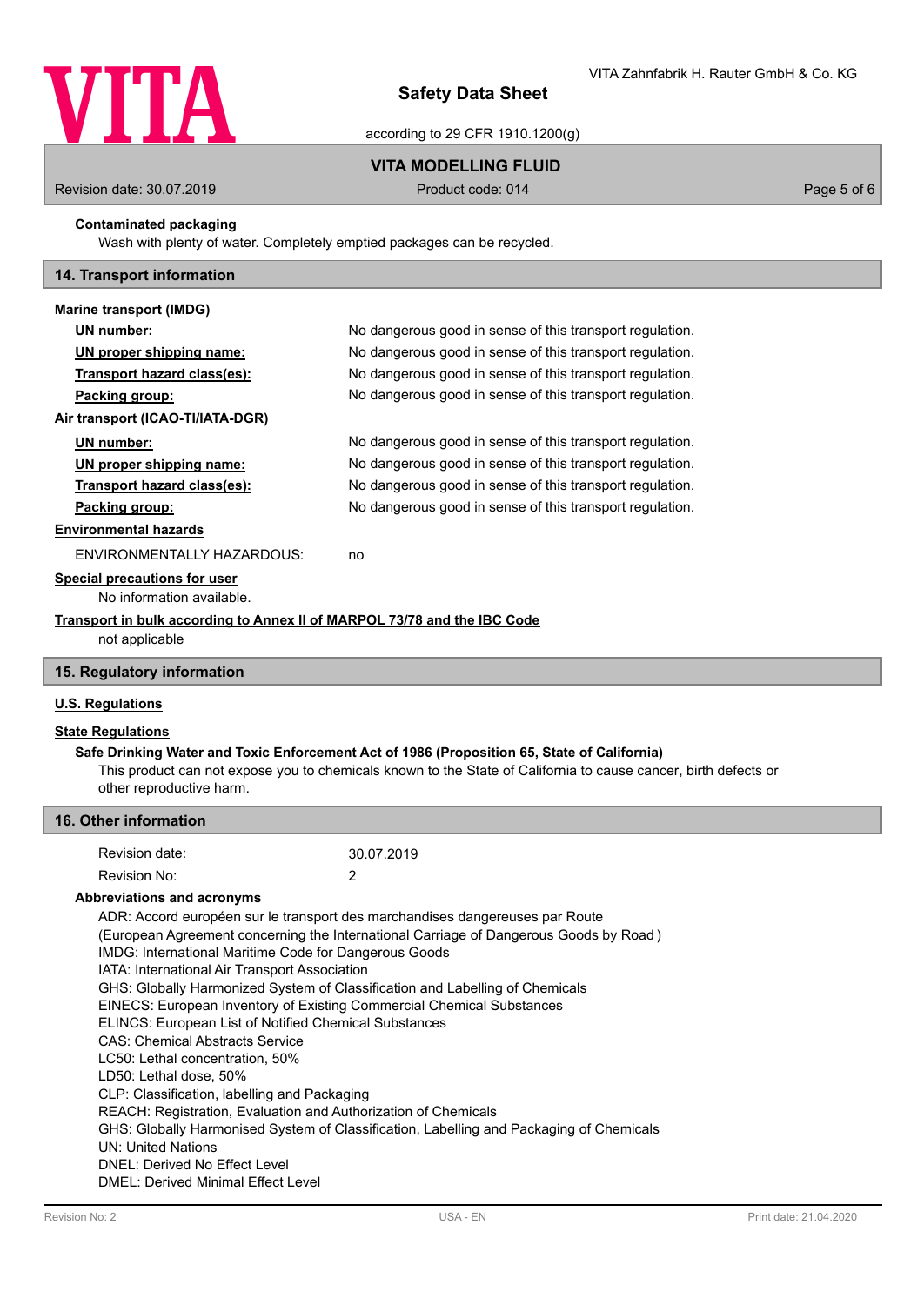**Contaminated packaging**

Wash with plenty of water. Completely emptied packages can be recycled.

## 14. Transport information

**Marine transport (IMDG)**

| | |
|---|---|
| **UN number:** | No dangerous good in sense of this transport regulation. |
| **UN proper shipping name:** | No dangerous good in sense of this transport regulation. |
| **Transport hazard class(es):** | No dangerous good in sense of this transport regulation. |
| **Packing group:** | No dangerous good in sense of this transport regulation. |

**Air transport (ICAO-TI/IATA-DGR)**

| | |
|---|---|
| **UN number:** | No dangerous good in sense of this transport regulation. |
| **UN proper shipping name:** | No dangerous good in sense of this transport regulation. |
| **Transport hazard class(es):** | No dangerous good in sense of this transport regulation. |
| **Packing group:** | No dangerous good in sense of this transport regulation. |

**Environmental hazards**

ENVIRONMENTALLY HAZARDOUS: no

**Special precautions for user**

No information available.

**Transport in bulk according to Annex II of MARPOL 73/78 and the IBC Code**

not applicable

## 15. Regulatory information

**U.S. Regulations**

**State Regulations**

**Safe Drinking Water and Toxic Enforcement Act of 1986 (Proposition 65, State of California)**

This product can not expose you to chemicals known to the State of California to cause cancer, birth defects or other reproductive harm.

## 16. Other information

| | |
|---|---|
| Revision date: | 30.07.2019 |
| Revision No: | 2 |

**Abbreviations and acronyms**

ADR: Accord européen sur le transport des marchandises dangereuses par Route
(European Agreement concerning the International Carriage of Dangerous Goods by Road )
IMDG: International Maritime Code for Dangerous Goods
IATA: International Air Transport Association
GHS: Globally Harmonized System of Classification and Labelling of Chemicals
EINECS: European Inventory of Existing Commercial Chemical Substances
ELINCS: European List of Notified Chemical Substances
CAS: Chemical Abstracts Service
LC50: Lethal concentration, 50%
LD50: Lethal dose, 50%
CLP: Classification, labelling and Packaging
REACH: Registration, Evaluation and Authorization of Chemicals
GHS: Globally Harmonised System of Classification, Labelling and Packaging of Chemicals
UN: United Nations
DNEL: Derived No Effect Level
DMEL: Derived Minimal Effect Level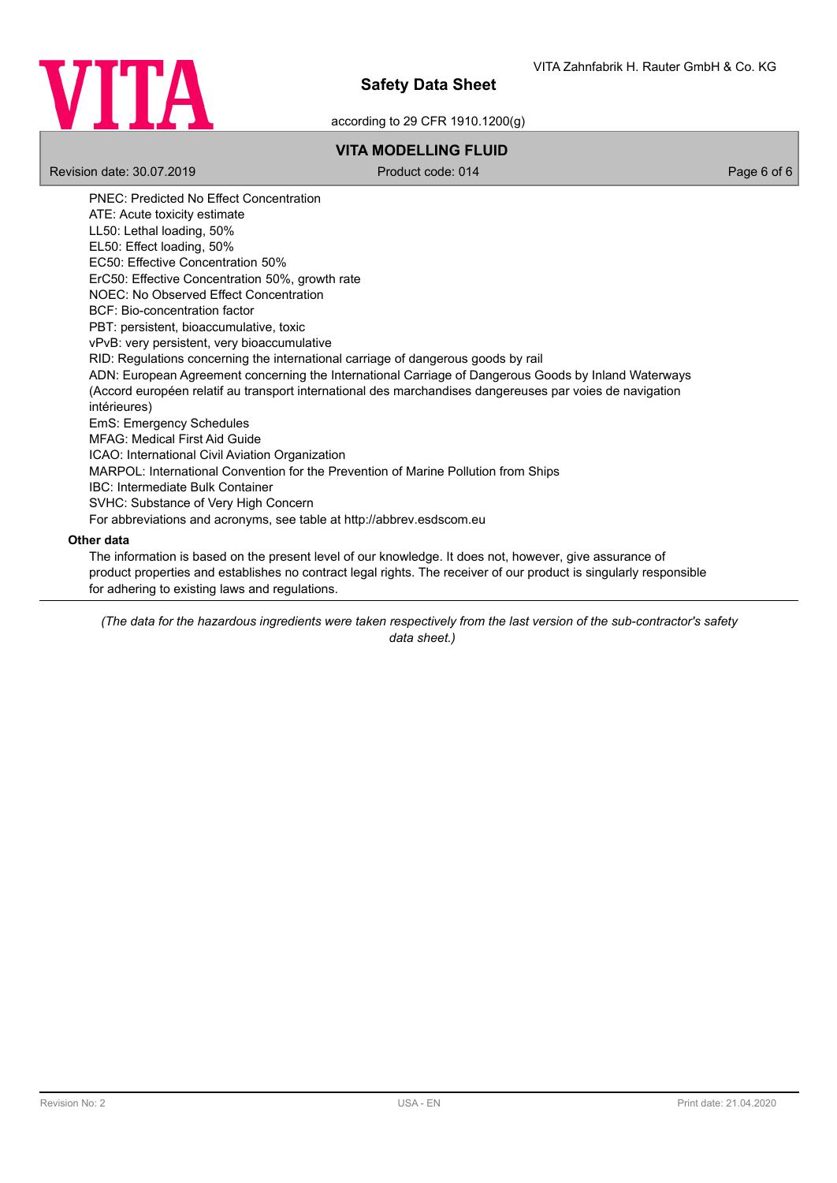PNEC: Predicted No Effect Concentration
ATE: Acute toxicity estimate
LL50: Lethal loading, 50%
EL50: Effect loading, 50%
EC50: Effective Concentration 50%
ErC50: Effective Concentration 50%, growth rate
NOEC: No Observed Effect Concentration
BCF: Bio-concentration factor
PBT: persistent, bioaccumulative, toxic
vPvB: very persistent, very bioaccumulative
RID: Regulations concerning the international carriage of dangerous goods by rail
ADN: European Agreement concerning the International Carriage of Dangerous Goods by Inland Waterways (Accord européen relatif au transport international des marchandises dangereuses par voies de navigation intérieures)
EmS: Emergency Schedules
MFAG: Medical First Aid Guide
ICAO: International Civil Aviation Organization
MARPOL: International Convention for the Prevention of Marine Pollution from Ships
IBC: Intermediate Bulk Container
SVHC: Substance of Very High Concern
For abbreviations and acronyms, see table at http://abbrev.esdscom.eu

**Other data**

The information is based on the present level of our knowledge. It does not, however, give assurance of product properties and establishes no contract legal rights. The receiver of our product is singularly responsible for adhering to existing laws and regulations.

---

*(The data for the hazardous ingredients were taken respectively from the last version of the sub-contractor's safety data sheet.)*